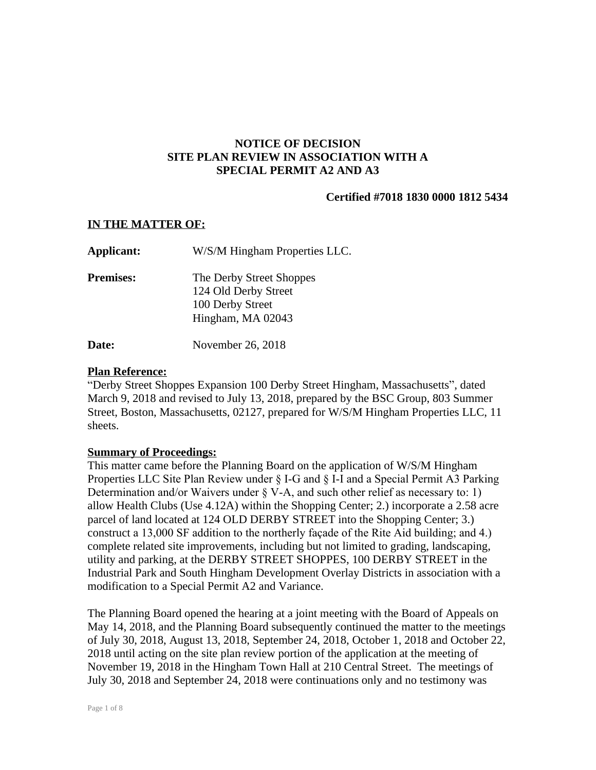# NOTICE OF DECISION
# SITE PLAN REVIEW IN ASSOCIATION WITH A
# SPECIAL PERMIT A2 AND A3

**Certified #7018 1830 0000 1812 5434**

**IN THE MATTER OF:**

**Applicant:** W/S/M Hingham Properties LLC.

**Premises:** The Derby Street Shoppes
124 Old Derby Street
100 Derby Street
Hingham, MA 02043

**Date:** November 26, 2018

**Plan Reference:**

"Derby Street Shoppes Expansion 100 Derby Street Hingham, Massachusetts", dated March 9, 2018 and revised to July 13, 2018, prepared by the BSC Group, 803 Summer Street, Boston, Massachusetts, 02127, prepared for W/S/M Hingham Properties LLC, 11 sheets.

**Summary of Proceedings:**

This matter came before the Planning Board on the application of W/S/M Hingham Properties LLC Site Plan Review under § I-G and § I-I and a Special Permit A3 Parking Determination and/or Waivers under § V-A, and such other relief as necessary to: 1) allow Health Clubs (Use 4.12A) within the Shopping Center; 2.) incorporate a 2.58 acre parcel of land located at 124 OLD DERBY STREET into the Shopping Center; 3.) construct a 13,000 SF addition to the northerly façade of the Rite Aid building; and 4.) complete related site improvements, including but not limited to grading, landscaping, utility and parking, at the DERBY STREET SHOPPES, 100 DERBY STREET in the Industrial Park and South Hingham Development Overlay Districts in association with a modification to a Special Permit A2 and Variance.

The Planning Board opened the hearing at a joint meeting with the Board of Appeals on May 14, 2018, and the Planning Board subsequently continued the matter to the meetings of July 30, 2018, August 13, 2018, September 24, 2018, October 1, 2018 and October 22, 2018 until acting on the site plan review portion of the application at the meeting of November 19, 2018 in the Hingham Town Hall at 210 Central Street. The meetings of July 30, 2018 and September 24, 2018 were continuations only and no testimony was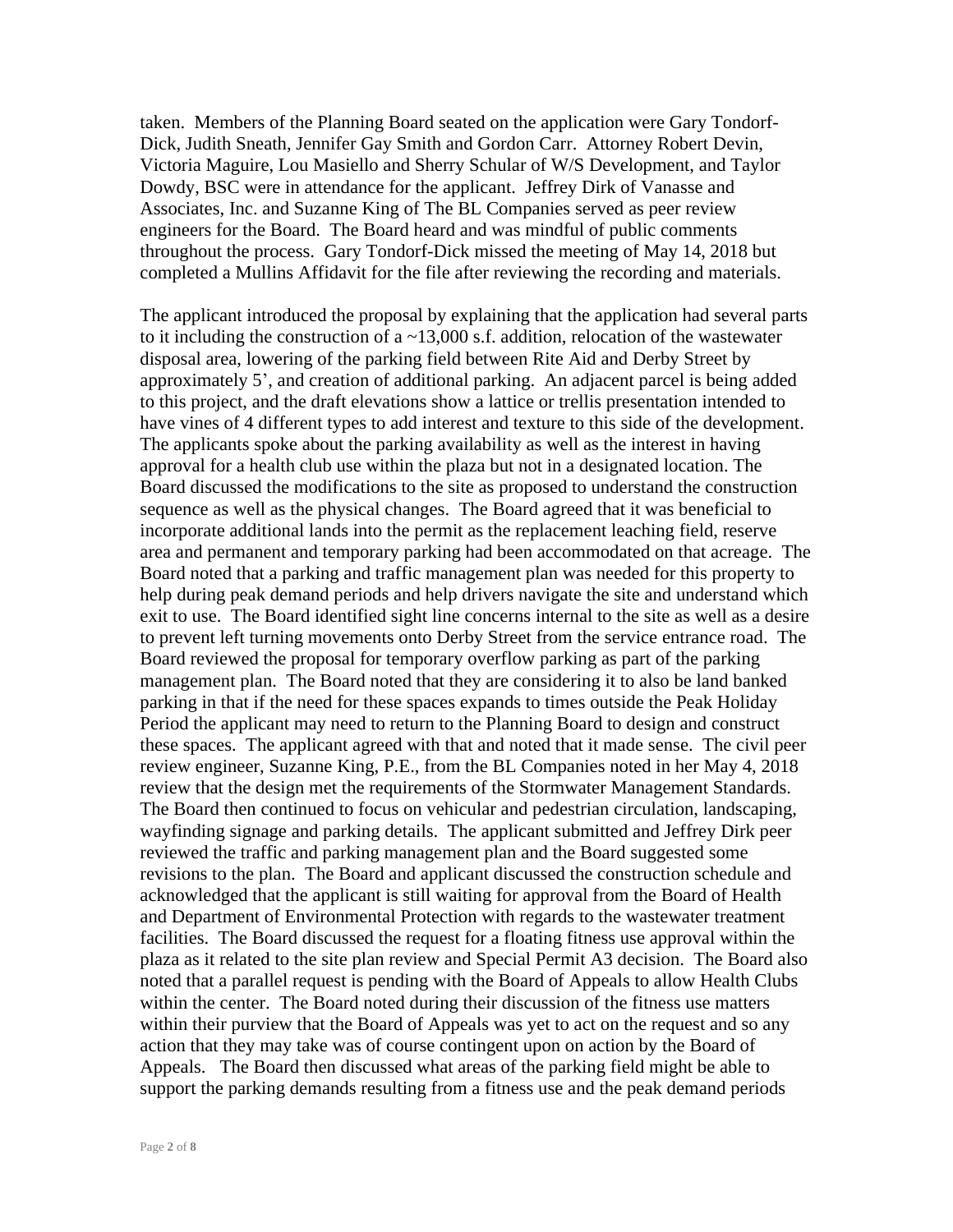taken. Members of the Planning Board seated on the application were Gary Tondorf-Dick, Judith Sneath, Jennifer Gay Smith and Gordon Carr. Attorney Robert Devin, Victoria Maguire, Lou Masiello and Sherry Schular of W/S Development, and Taylor Dowdy, BSC were in attendance for the applicant. Jeffrey Dirk of Vanasse and Associates, Inc. and Suzanne King of The BL Companies served as peer review engineers for the Board. The Board heard and was mindful of public comments throughout the process. Gary Tondorf-Dick missed the meeting of May 14, 2018 but completed a Mullins Affidavit for the file after reviewing the recording and materials.

The applicant introduced the proposal by explaining that the application had several parts to it including the construction of a ~13,000 s.f. addition, relocation of the wastewater disposal area, lowering of the parking field between Rite Aid and Derby Street by approximately 5', and creation of additional parking. An adjacent parcel is being added to this project, and the draft elevations show a lattice or trellis presentation intended to have vines of 4 different types to add interest and texture to this side of the development. The applicants spoke about the parking availability as well as the interest in having approval for a health club use within the plaza but not in a designated location. The Board discussed the modifications to the site as proposed to understand the construction sequence as well as the physical changes. The Board agreed that it was beneficial to incorporate additional lands into the permit as the replacement leaching field, reserve area and permanent and temporary parking had been accommodated on that acreage. The Board noted that a parking and traffic management plan was needed for this property to help during peak demand periods and help drivers navigate the site and understand which exit to use. The Board identified sight line concerns internal to the site as well as a desire to prevent left turning movements onto Derby Street from the service entrance road. The Board reviewed the proposal for temporary overflow parking as part of the parking management plan. The Board noted that they are considering it to also be land banked parking in that if the need for these spaces expands to times outside the Peak Holiday Period the applicant may need to return to the Planning Board to design and construct these spaces. The applicant agreed with that and noted that it made sense. The civil peer review engineer, Suzanne King, P.E., from the BL Companies noted in her May 4, 2018 review that the design met the requirements of the Stormwater Management Standards. The Board then continued to focus on vehicular and pedestrian circulation, landscaping, wayfinding signage and parking details. The applicant submitted and Jeffrey Dirk peer reviewed the traffic and parking management plan and the Board suggested some revisions to the plan. The Board and applicant discussed the construction schedule and acknowledged that the applicant is still waiting for approval from the Board of Health and Department of Environmental Protection with regards to the wastewater treatment facilities. The Board discussed the request for a floating fitness use approval within the plaza as it related to the site plan review and Special Permit A3 decision. The Board also noted that a parallel request is pending with the Board of Appeals to allow Health Clubs within the center. The Board noted during their discussion of the fitness use matters within their purview that the Board of Appeals was yet to act on the request and so any action that they may take was of course contingent upon on action by the Board of Appeals. The Board then discussed what areas of the parking field might be able to support the parking demands resulting from a fitness use and the peak demand periods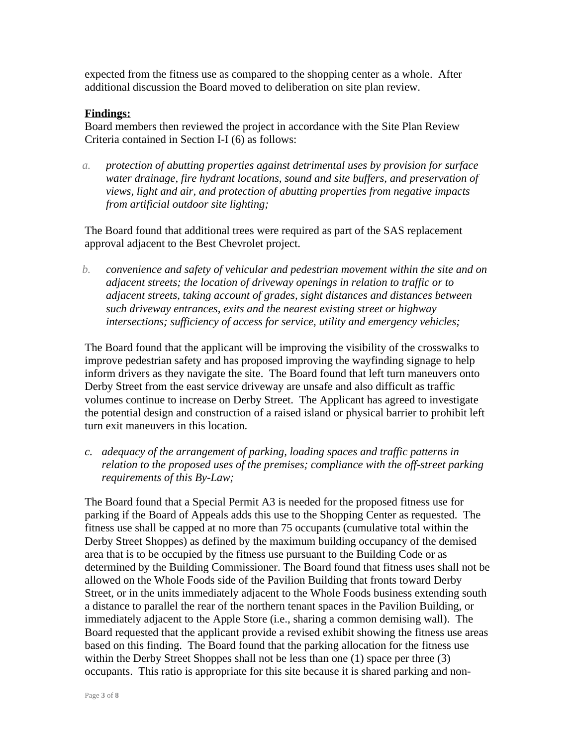expected from the fitness use as compared to the shopping center as a whole. After additional discussion the Board moved to deliberation on site plan review.

**Findings:**

Board members then reviewed the project in accordance with the Site Plan Review Criteria contained in Section I-I (6) as follows:

a. *protection of abutting properties against detrimental uses by provision for surface water drainage, fire hydrant locations, sound and site buffers, and preservation of views, light and air, and protection of abutting properties from negative impacts from artificial outdoor site lighting;*

The Board found that additional trees were required as part of the SAS replacement approval adjacent to the Best Chevrolet project.

b. *convenience and safety of vehicular and pedestrian movement within the site and on adjacent streets; the location of driveway openings in relation to traffic or to adjacent streets, taking account of grades, sight distances and distances between such driveway entrances, exits and the nearest existing street or highway intersections; sufficiency of access for service, utility and emergency vehicles;*

The Board found that the applicant will be improving the visibility of the crosswalks to improve pedestrian safety and has proposed improving the wayfinding signage to help inform drivers as they navigate the site. The Board found that left turn maneuvers onto Derby Street from the east service driveway are unsafe and also difficult as traffic volumes continue to increase on Derby Street. The Applicant has agreed to investigate the potential design and construction of a raised island or physical barrier to prohibit left turn exit maneuvers in this location.

c. *adequacy of the arrangement of parking, loading spaces and traffic patterns in relation to the proposed uses of the premises; compliance with the off-street parking requirements of this By-Law;*

The Board found that a Special Permit A3 is needed for the proposed fitness use for parking if the Board of Appeals adds this use to the Shopping Center as requested. The fitness use shall be capped at no more than 75 occupants (cumulative total within the Derby Street Shoppes) as defined by the maximum building occupancy of the demised area that is to be occupied by the fitness use pursuant to the Building Code or as determined by the Building Commissioner. The Board found that fitness uses shall not be allowed on the Whole Foods side of the Pavilion Building that fronts toward Derby Street, or in the units immediately adjacent to the Whole Foods business extending south a distance to parallel the rear of the northern tenant spaces in the Pavilion Building, or immediately adjacent to the Apple Store (i.e., sharing a common demising wall). The Board requested that the applicant provide a revised exhibit showing the fitness use areas based on this finding. The Board found that the parking allocation for the fitness use within the Derby Street Shoppes shall not be less than one (1) space per three (3) occupants. This ratio is appropriate for this site because it is shared parking and non-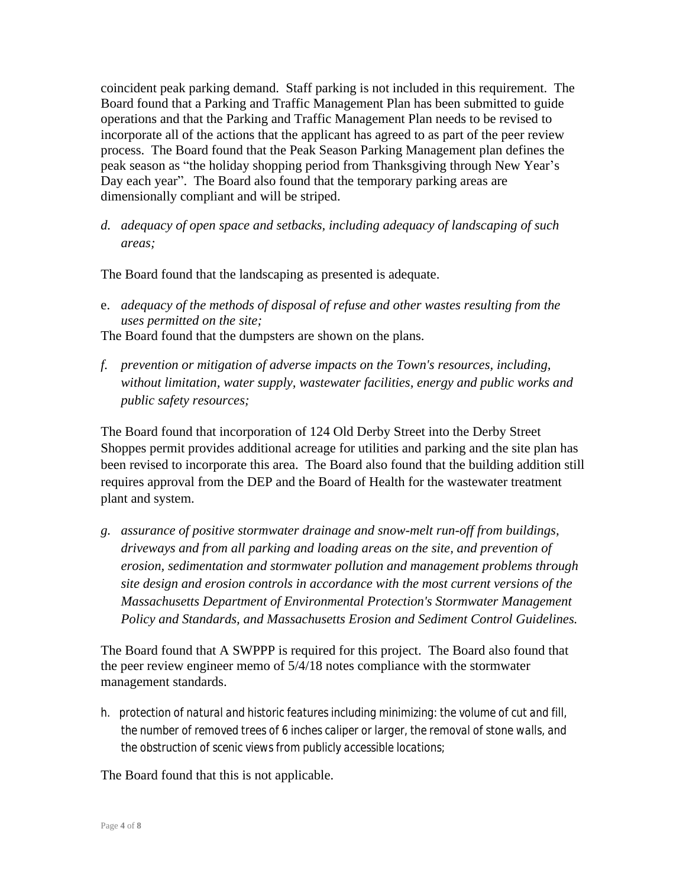coincident peak parking demand. Staff parking is not included in this requirement. The Board found that a Parking and Traffic Management Plan has been submitted to guide operations and that the Parking and Traffic Management Plan needs to be revised to incorporate all of the actions that the applicant has agreed to as part of the peer review process. The Board found that the Peak Season Parking Management plan defines the peak season as "the holiday shopping period from Thanksgiving through New Year's Day each year". The Board also found that the temporary parking areas are dimensionally compliant and will be striped.

*d. adequacy of open space and setbacks, including adequacy of landscaping of such areas;*

The Board found that the landscaping as presented is adequate.

e. *adequacy of the methods of disposal of refuse and other wastes resulting from the uses permitted on the site;*

The Board found that the dumpsters are shown on the plans.

*f. prevention or mitigation of adverse impacts on the Town's resources, including, without limitation, water supply, wastewater facilities, energy and public works and public safety resources;*

The Board found that incorporation of 124 Old Derby Street into the Derby Street Shoppes permit provides additional acreage for utilities and parking and the site plan has been revised to incorporate this area. The Board also found that the building addition still requires approval from the DEP and the Board of Health for the wastewater treatment plant and system.

*g. assurance of positive stormwater drainage and snow-melt run-off from buildings, driveways and from all parking and loading areas on the site, and prevention of erosion, sedimentation and stormwater pollution and management problems through site design and erosion controls in accordance with the most current versions of the Massachusetts Department of Environmental Protection's Stormwater Management Policy and Standards, and Massachusetts Erosion and Sediment Control Guidelines.*

The Board found that A SWPPP is required for this project. The Board also found that the peer review engineer memo of 5/4/18 notes compliance with the stormwater management standards.

h. protection of natural and historic features including minimizing: the volume of cut and fill, the number of removed trees of 6 inches caliper or larger, the removal of stone walls, and the obstruction of scenic views from publicly accessible locations;

The Board found that this is not applicable.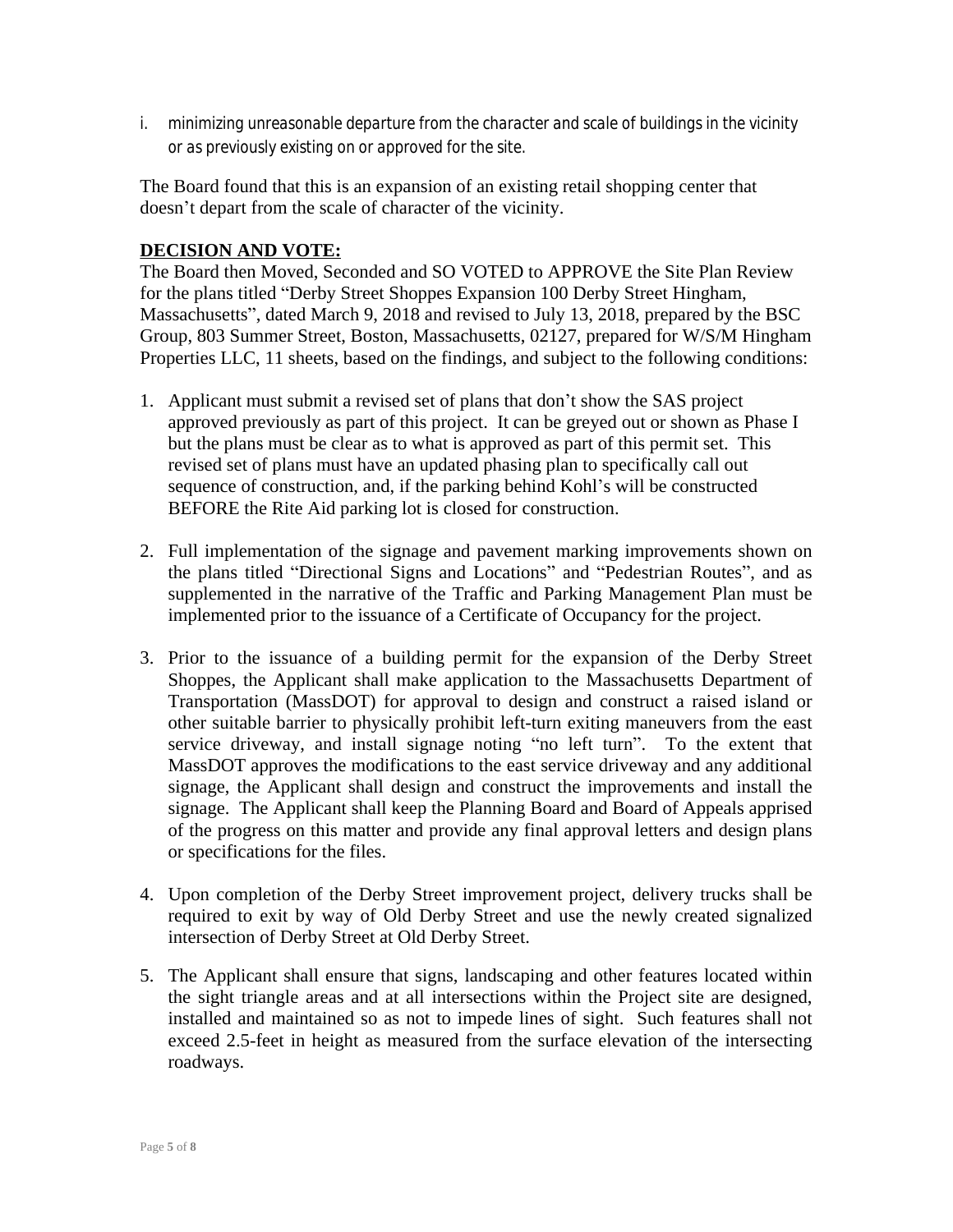i. minimizing unreasonable departure from the character and scale of buildings in the vicinity or as previously existing on or approved for the site.

The Board found that this is an expansion of an existing retail shopping center that doesn't depart from the scale of character of the vicinity.

**DECISION AND VOTE:**

The Board then Moved, Seconded and SO VOTED to APPROVE the Site Plan Review for the plans titled "Derby Street Shoppes Expansion 100 Derby Street Hingham, Massachusetts", dated March 9, 2018 and revised to July 13, 2018, prepared by the BSC Group, 803 Summer Street, Boston, Massachusetts, 02127, prepared for W/S/M Hingham Properties LLC, 11 sheets, based on the findings, and subject to the following conditions:

1. Applicant must submit a revised set of plans that don't show the SAS project approved previously as part of this project. It can be greyed out or shown as Phase I but the plans must be clear as to what is approved as part of this permit set. This revised set of plans must have an updated phasing plan to specifically call out sequence of construction, and, if the parking behind Kohl's will be constructed BEFORE the Rite Aid parking lot is closed for construction.

2. Full implementation of the signage and pavement marking improvements shown on the plans titled "Directional Signs and Locations" and "Pedestrian Routes", and as supplemented in the narrative of the Traffic and Parking Management Plan must be implemented prior to the issuance of a Certificate of Occupancy for the project.

3. Prior to the issuance of a building permit for the expansion of the Derby Street Shoppes, the Applicant shall make application to the Massachusetts Department of Transportation (MassDOT) for approval to design and construct a raised island or other suitable barrier to physically prohibit left-turn exiting maneuvers from the east service driveway, and install signage noting "no left turn". To the extent that MassDOT approves the modifications to the east service driveway and any additional signage, the Applicant shall design and construct the improvements and install the signage. The Applicant shall keep the Planning Board and Board of Appeals apprised of the progress on this matter and provide any final approval letters and design plans or specifications for the files.

4. Upon completion of the Derby Street improvement project, delivery trucks shall be required to exit by way of Old Derby Street and use the newly created signalized intersection of Derby Street at Old Derby Street.

5. The Applicant shall ensure that signs, landscaping and other features located within the sight triangle areas and at all intersections within the Project site are designed, installed and maintained so as not to impede lines of sight. Such features shall not exceed 2.5-feet in height as measured from the surface elevation of the intersecting roadways.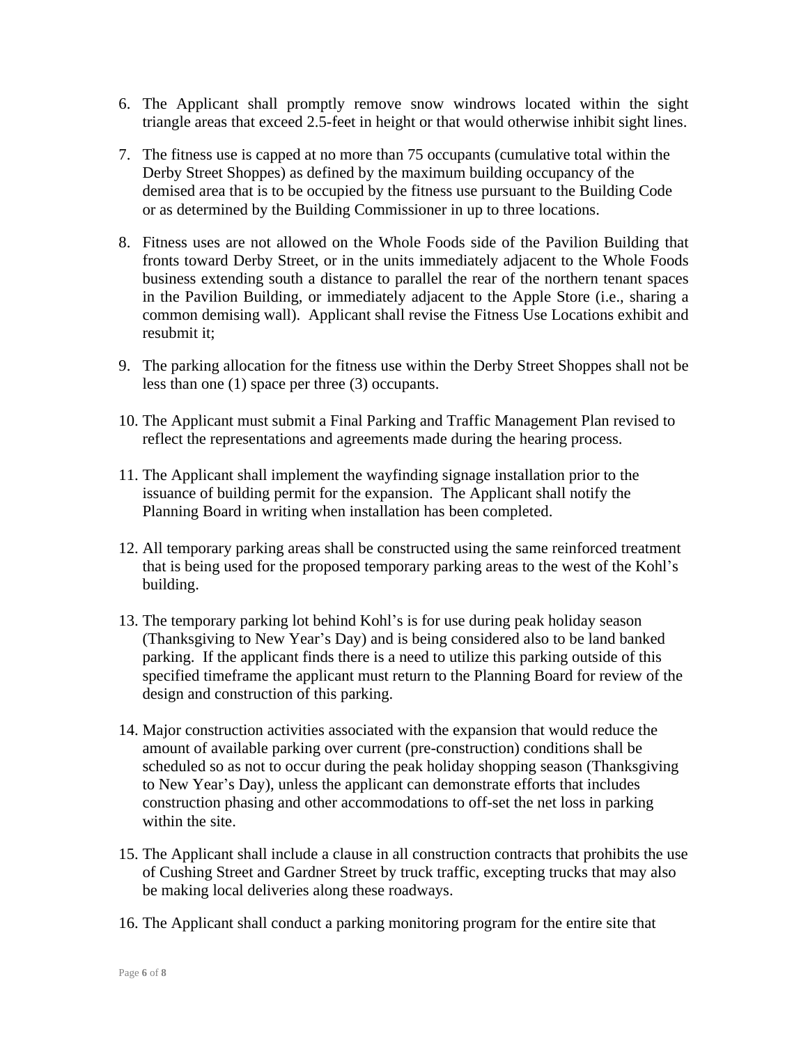6. The Applicant shall promptly remove snow windrows located within the sight triangle areas that exceed 2.5-feet in height or that would otherwise inhibit sight lines.

7. The fitness use is capped at no more than 75 occupants (cumulative total within the Derby Street Shoppes) as defined by the maximum building occupancy of the demised area that is to be occupied by the fitness use pursuant to the Building Code or as determined by the Building Commissioner in up to three locations.

8. Fitness uses are not allowed on the Whole Foods side of the Pavilion Building that fronts toward Derby Street, or in the units immediately adjacent to the Whole Foods business extending south a distance to parallel the rear of the northern tenant spaces in the Pavilion Building, or immediately adjacent to the Apple Store (i.e., sharing a common demising wall). Applicant shall revise the Fitness Use Locations exhibit and resubmit it;

9. The parking allocation for the fitness use within the Derby Street Shoppes shall not be less than one (1) space per three (3) occupants.

10. The Applicant must submit a Final Parking and Traffic Management Plan revised to reflect the representations and agreements made during the hearing process.

11. The Applicant shall implement the wayfinding signage installation prior to the issuance of building permit for the expansion. The Applicant shall notify the Planning Board in writing when installation has been completed.

12. All temporary parking areas shall be constructed using the same reinforced treatment that is being used for the proposed temporary parking areas to the west of the Kohl's building.

13. The temporary parking lot behind Kohl's is for use during peak holiday season (Thanksgiving to New Year's Day) and is being considered also to be land banked parking. If the applicant finds there is a need to utilize this parking outside of this specified timeframe the applicant must return to the Planning Board for review of the design and construction of this parking.

14. Major construction activities associated with the expansion that would reduce the amount of available parking over current (pre-construction) conditions shall be scheduled so as not to occur during the peak holiday shopping season (Thanksgiving to New Year's Day), unless the applicant can demonstrate efforts that includes construction phasing and other accommodations to off-set the net loss in parking within the site.

15. The Applicant shall include a clause in all construction contracts that prohibits the use of Cushing Street and Gardner Street by truck traffic, excepting trucks that may also be making local deliveries along these roadways.

16. The Applicant shall conduct a parking monitoring program for the entire site that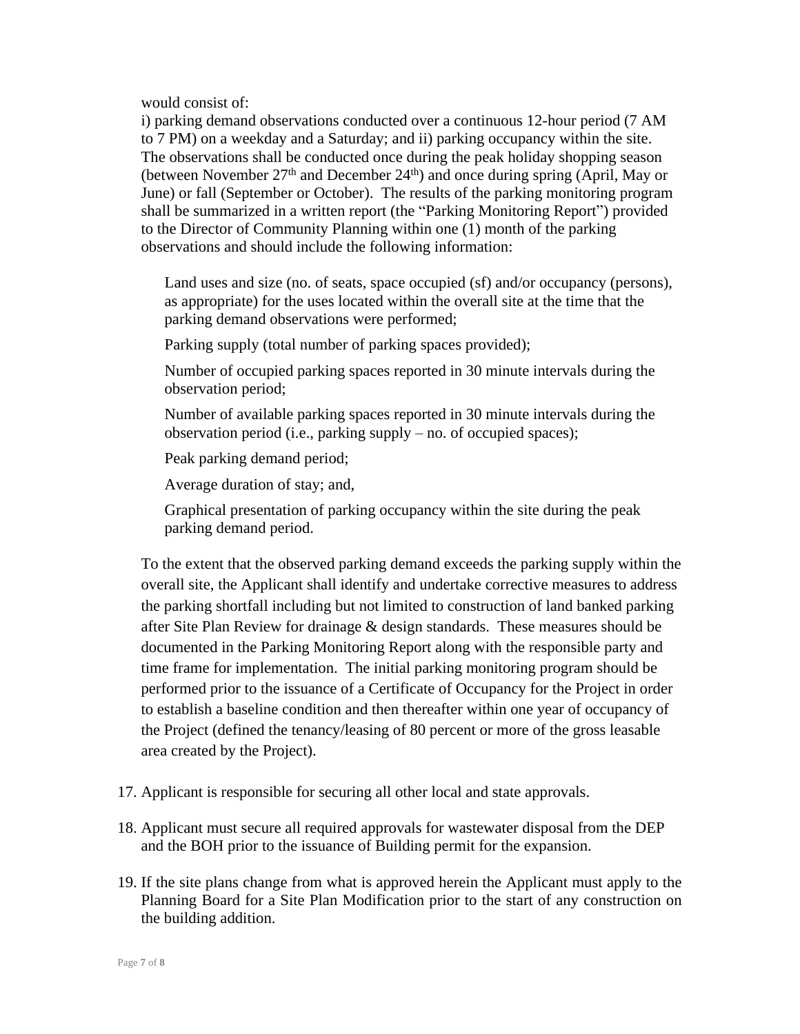would consist of:

i) parking demand observations conducted over a continuous 12-hour period (7 AM to 7 PM) on a weekday and a Saturday; and ii) parking occupancy within the site. The observations shall be conducted once during the peak holiday shopping season (between November 27th and December 24th) and once during spring (April, May or June) or fall (September or October). The results of the parking monitoring program shall be summarized in a written report (the "Parking Monitoring Report") provided to the Director of Community Planning within one (1) month of the parking observations and should include the following information:

- Land uses and size (no. of seats, space occupied (sf) and/or occupancy (persons), as appropriate) for the uses located within the overall site at the time that the parking demand observations were performed;
- Parking supply (total number of parking spaces provided);
- Number of occupied parking spaces reported in 30 minute intervals during the observation period;
- Number of available parking spaces reported in 30 minute intervals during the observation period (i.e., parking supply – no. of occupied spaces);
- Peak parking demand period;
- Average duration of stay; and,
- Graphical presentation of parking occupancy within the site during the peak parking demand period.

To the extent that the observed parking demand exceeds the parking supply within the overall site, the Applicant shall identify and undertake corrective measures to address the parking shortfall including but not limited to construction of land banked parking after Site Plan Review for drainage & design standards. These measures should be documented in the Parking Monitoring Report along with the responsible party and time frame for implementation. The initial parking monitoring program should be performed prior to the issuance of a Certificate of Occupancy for the Project in order to establish a baseline condition and then thereafter within one year of occupancy of the Project (defined the tenancy/leasing of 80 percent or more of the gross leasable area created by the Project).

17. Applicant is responsible for securing all other local and state approvals.
18. Applicant must secure all required approvals for wastewater disposal from the DEP and the BOH prior to the issuance of Building permit for the expansion.
19. If the site plans change from what is approved herein the Applicant must apply to the Planning Board for a Site Plan Modification prior to the start of any construction on the building addition.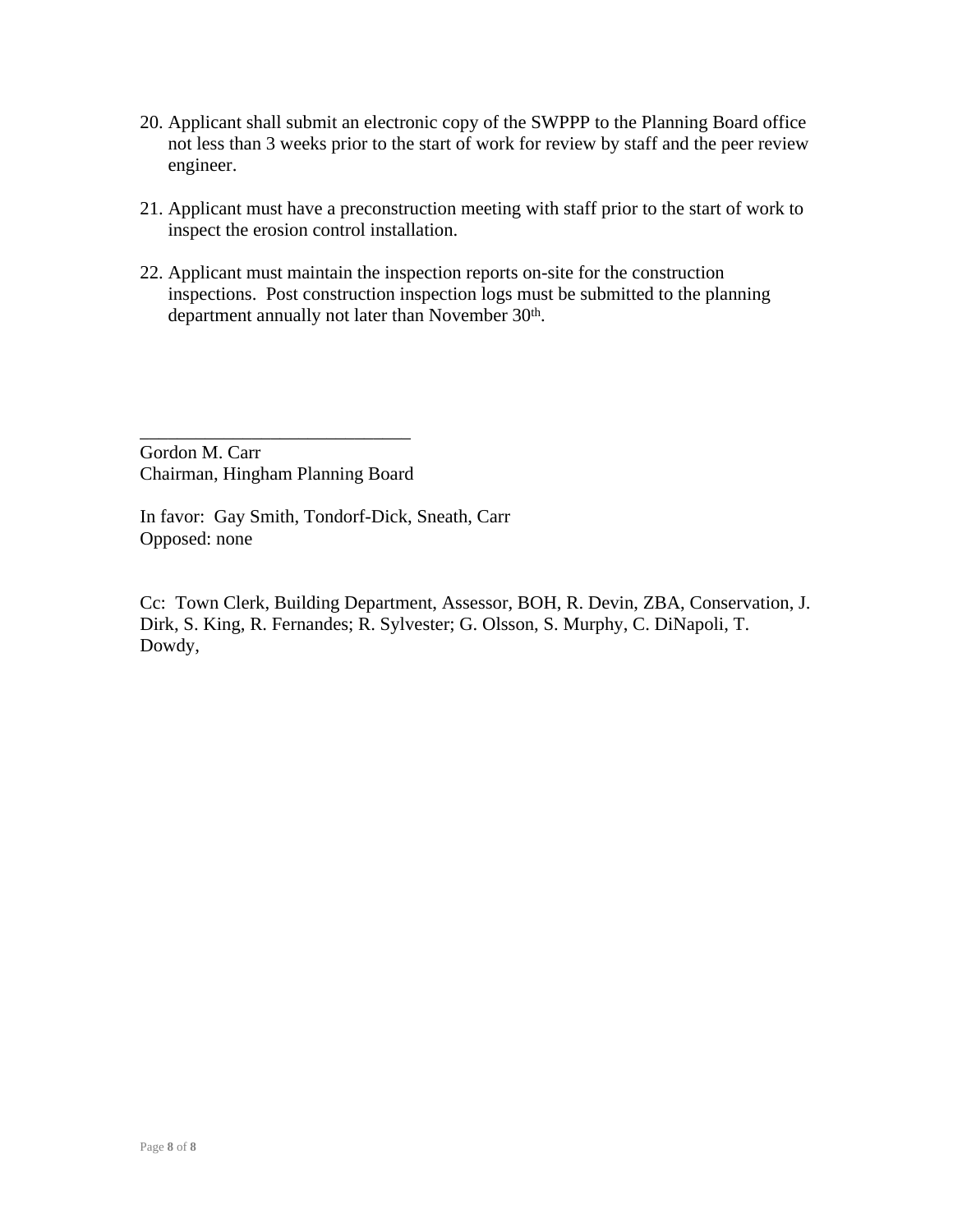20. Applicant shall submit an electronic copy of the SWPPP to the Planning Board office not less than 3 weeks prior to the start of work for review by staff and the peer review engineer.

21. Applicant must have a preconstruction meeting with staff prior to the start of work to inspect the erosion control installation.

22. Applicant must maintain the inspection reports on-site for the construction inspections. Post construction inspection logs must be submitted to the planning department annually not later than November 30th.

_____________________________
Gordon M. Carr
Chairman, Hingham Planning Board

In favor: Gay Smith, Tondorf-Dick, Sneath, Carr
Opposed: none

Cc: Town Clerk, Building Department, Assessor, BOH, R. Devin, ZBA, Conservation, J. Dirk, S. King, R. Fernandes; R. Sylvester; G. Olsson, S. Murphy, C. DiNapoli, T. Dowdy,